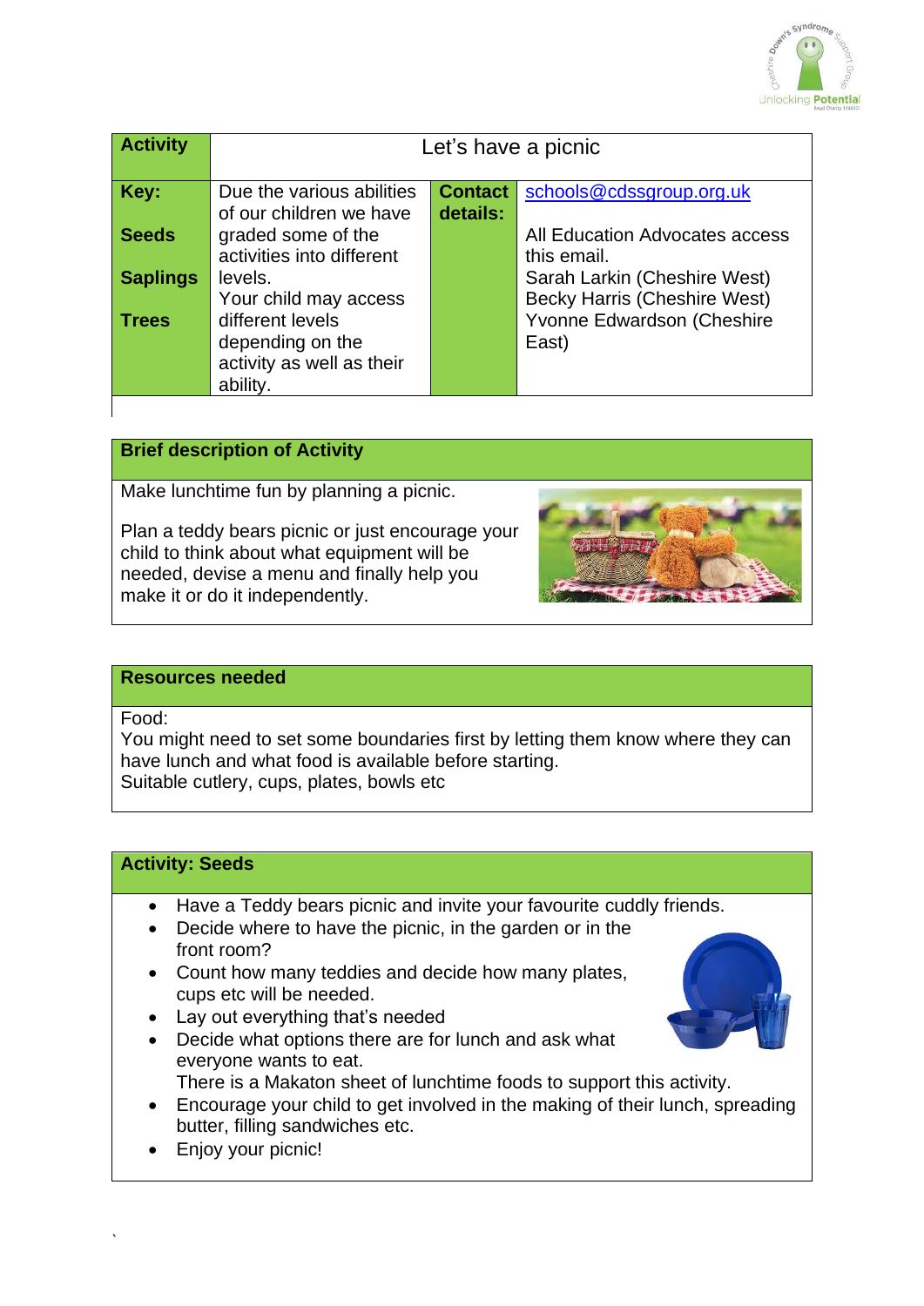| Activity | Let's have a picnic | | |
|---|---|---|---|
| **Key:**<br><br>**Seeds**<br><br>**Saplings**<br><br>**Trees** | Due the various abilities of our children we have graded some of the activities into different levels.<br>Your child may access different levels depending on the activity as well as their ability. | **Contact details:** | schools@cdssgroup.org.uk<br><br>All Education Advocates access this email.<br>Sarah Larkin (Cheshire West)<br>Becky Harris (Cheshire West)<br>Yvonne Edwardson (Cheshire East) |

## Brief description of Activity

Make lunchtime fun by planning a picnic.

Plan a teddy bears picnic or just encourage your child to think about what equipment will be needed, devise a menu and finally help you make it or do it independently.

## Resources needed

Food:
You might need to set some boundaries first by letting them know where they can have lunch and what food is available before starting.
Suitable cutlery, cups, plates, bowls etc

## Activity: Seeds

- Have a Teddy bears picnic and invite your favourite cuddly friends.
- Decide where to have the picnic, in the garden or in the front room?
- Count how many teddies and decide how many plates, cups etc will be needed.
- Lay out everything that's needed
- Decide what options there are for lunch and ask what everyone wants to eat.
  There is a Makaton sheet of lunchtime foods to support this activity.
- Encourage your child to get involved in the making of their lunch, spreading butter, filling sandwiches etc.
- Enjoy your picnic!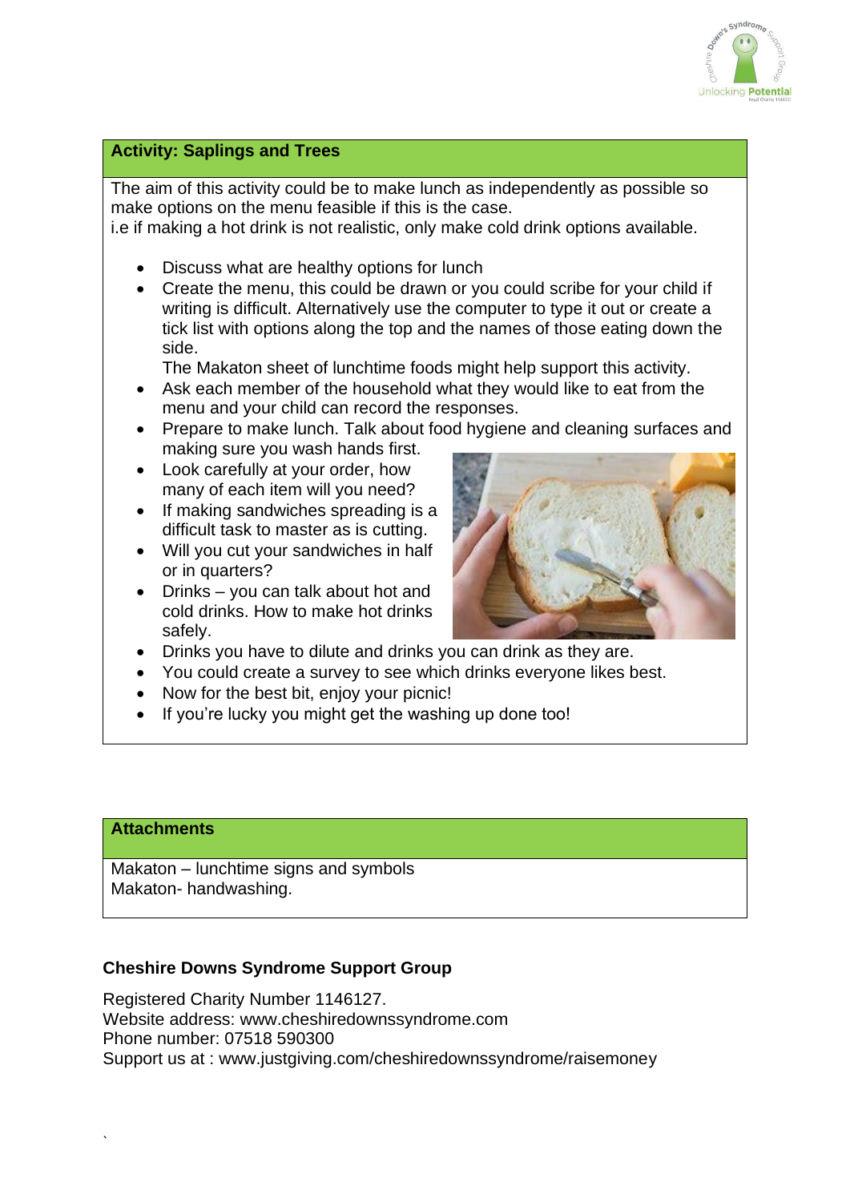## Activity: Saplings and Trees

The aim of this activity could be to make lunch as independently as possible so make options on the menu feasible if this is the case.
i.e if making a hot drink is not realistic, only make cold drink options available.

- Discuss what are healthy options for lunch
- Create the menu, this could be drawn or you could scribe for your child if writing is difficult. Alternatively use the computer to type it out or create a tick list with options along the top and the names of those eating down the side.
  The Makaton sheet of lunchtime foods might help support this activity.
- Ask each member of the household what they would like to eat from the menu and your child can record the responses.
- Prepare to make lunch. Talk about food hygiene and cleaning surfaces and making sure you wash hands first.
- Look carefully at your order, how many of each item will you need?
- If making sandwiches spreading is a difficult task to master as is cutting.
- Will you cut your sandwiches in half or in quarters?
- Drinks – you can talk about hot and cold drinks. How to make hot drinks safely.
- Drinks you have to dilute and drinks you can drink as they are.
- You could create a survey to see which drinks everyone likes best.
- Now for the best bit, enjoy your picnic!
- If you're lucky you might get the washing up done too!

## Attachments

Makaton – lunchtime signs and symbols
Makaton- handwashing.

**Cheshire Downs Syndrome Support Group**

Registered Charity Number 1146127.
Website address: www.cheshiredownssyndrome.com
Phone number: 07518 590300
Support us at : www.justgiving.com/cheshiredownssyndrome/raisemoney